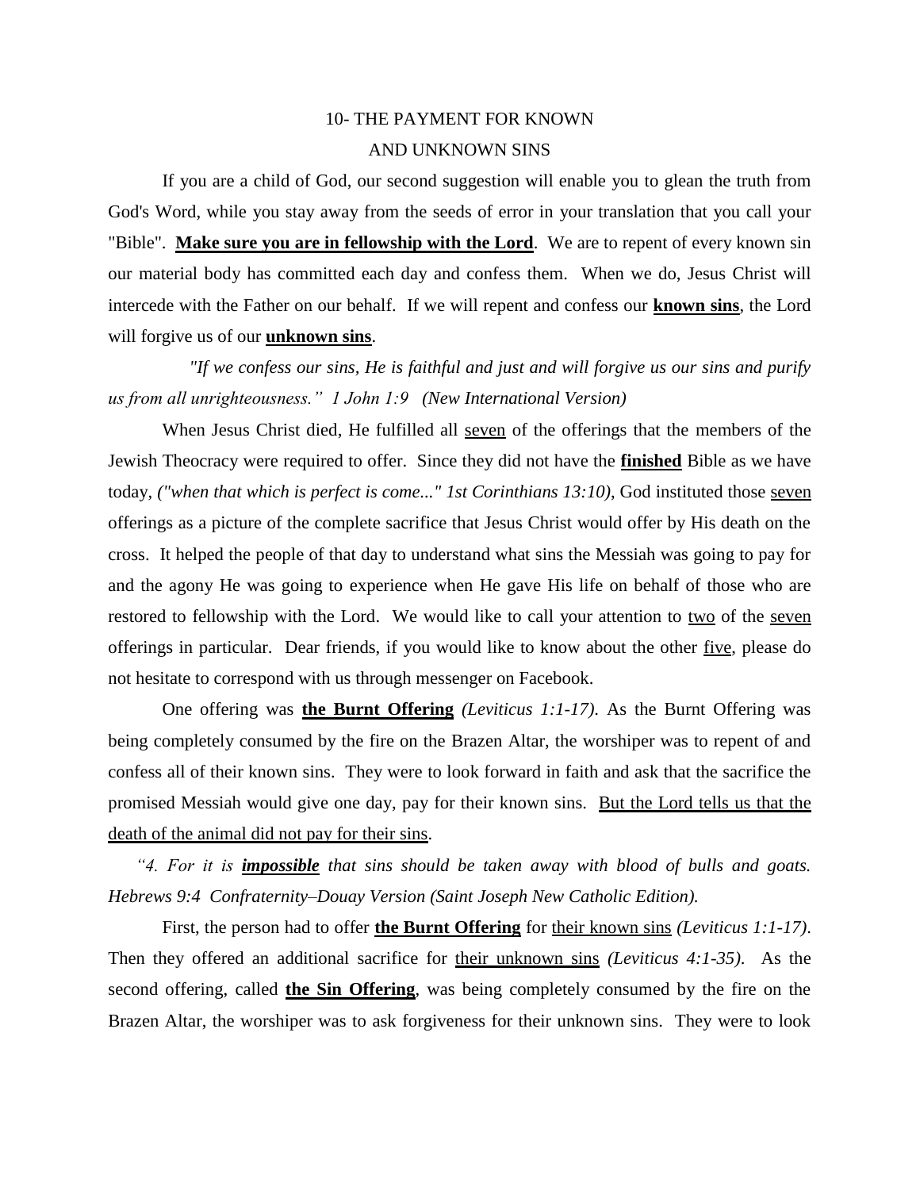# 10- THE PAYMENT FOR KNOWN AND UNKNOWN SINS

If you are a child of God, our second suggestion will enable you to glean the truth from God's Word, while you stay away from the seeds of error in your translation that you call your "Bible". **<u>Make sure you are in fellowship with the Lord</u>**. We are to repent of every known sin our material body has committed each day and confess them. When we do, Jesus Christ will intercede with the Father on our behalf. If we will repent and confess our **<u>known sins</u>**, the Lord will forgive us of our **<u>unknown sins</u>**.

*"If we confess our sins, He is faithful and just and will forgive us our sins and purify us from all unrighteousness." 1 John 1:9 (New International Version)*

When Jesus Christ died, He fulfilled all <u>seven</u> of the offerings that the members of the Jewish Theocracy were required to offer. Since they did not have the **<u>finished</u>** Bible as we have today, *("when that which is perfect is come..." 1st Corinthians 13:10)*, God instituted those <u>seven</u> offerings as a picture of the complete sacrifice that Jesus Christ would offer by His death on the cross. It helped the people of that day to understand what sins the Messiah was going to pay for and the agony He was going to experience when He gave His life on behalf of those who are restored to fellowship with the Lord. We would like to call your attention to <u>two</u> of the <u>seven</u> offerings in particular. Dear friends, if you would like to know about the other <u>five</u>, please do not hesitate to correspond with us through messenger on Facebook.

One offering was **<u>the Burnt Offering</u>** *(Leviticus 1:1-17)*. As the Burnt Offering was being completely consumed by the fire on the Brazen Altar, the worshiper was to repent of and confess all of their known sins. They were to look forward in faith and ask that the sacrifice the promised Messiah would give one day, pay for their known sins. <u>But the Lord tells us that the death of the animal did not pay for their sins</u>.

*"4. For it is **<u>impossible</u>** that sins should be taken away with blood of bulls and goats. Hebrews 9:4 Confraternity–Douay Version (Saint Joseph New Catholic Edition).*

First, the person had to offer **<u>the Burnt Offering</u>** for <u>their known sins</u> *(Leviticus 1:1-17)*. Then they offered an additional sacrifice for <u>their unknown sins</u> *(Leviticus 4:1-35)*. As the second offering, called **<u>the Sin Offering</u>**, was being completely consumed by the fire on the Brazen Altar, the worshiper was to ask forgiveness for their unknown sins. They were to look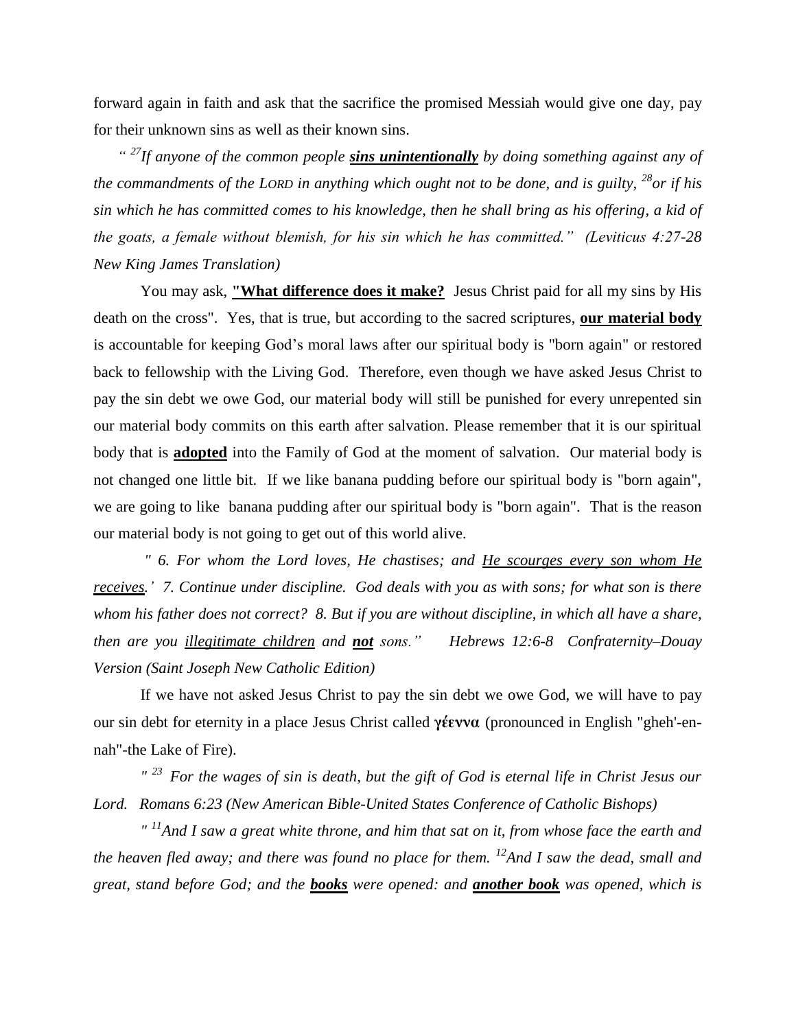forward again in faith and ask that the sacrifice the promised Messiah would give one day, pay for their unknown sins as well as their known sins.

*" [27]If anyone of the common people **sins unintentionally** by doing something against any of the commandments of the LORD in anything which ought not to be done, and is guilty, [28]or if his sin which he has committed comes to his knowledge, then he shall bring as his offering, a kid of the goats, a female without blemish, for his sin which he has committed." (Leviticus 4:27-28 New King James Translation)*

You may ask, **"What difference does it make?** Jesus Christ paid for all my sins by His death on the cross". Yes, that is true, but according to the sacred scriptures, **our material body** is accountable for keeping God's moral laws after our spiritual body is "born again" or restored back to fellowship with the Living God. Therefore, even though we have asked Jesus Christ to pay the sin debt we owe God, our material body will still be punished for every unrepented sin our material body commits on this earth after salvation. Please remember that it is our spiritual body that is **adopted** into the Family of God at the moment of salvation. Our material body is not changed one little bit. If we like banana pudding before our spiritual body is "born again", we are going to like banana pudding after our spiritual body is "born again". That is the reason our material body is not going to get out of this world alive.

*" 6. For whom the Lord loves, He chastises; and He scourges every son whom He receives.' 7. Continue under discipline. God deals with you as with sons; for what son is there whom his father does not correct? 8. But if you are without discipline, in which all have a share, then are you illegitimate children and **not** sons." Hebrews 12:6-8 Confraternity–Douay Version (Saint Joseph New Catholic Edition)*

If we have not asked Jesus Christ to pay the sin debt we owe God, we will have to pay our sin debt for eternity in a place Jesus Christ called **γέεννα** (pronounced in English "gheh'-en-nah"-the Lake of Fire).

*" [23] For the wages of sin is death, but the gift of God is eternal life in Christ Jesus our Lord. Romans 6:23 (New American Bible-United States Conference of Catholic Bishops)*

*" [11]And I saw a great white throne, and him that sat on it, from whose face the earth and the heaven fled away; and there was found no place for them. [12]And I saw the dead, small and great, stand before God; and the **books** were opened: and **another book** was opened, which is*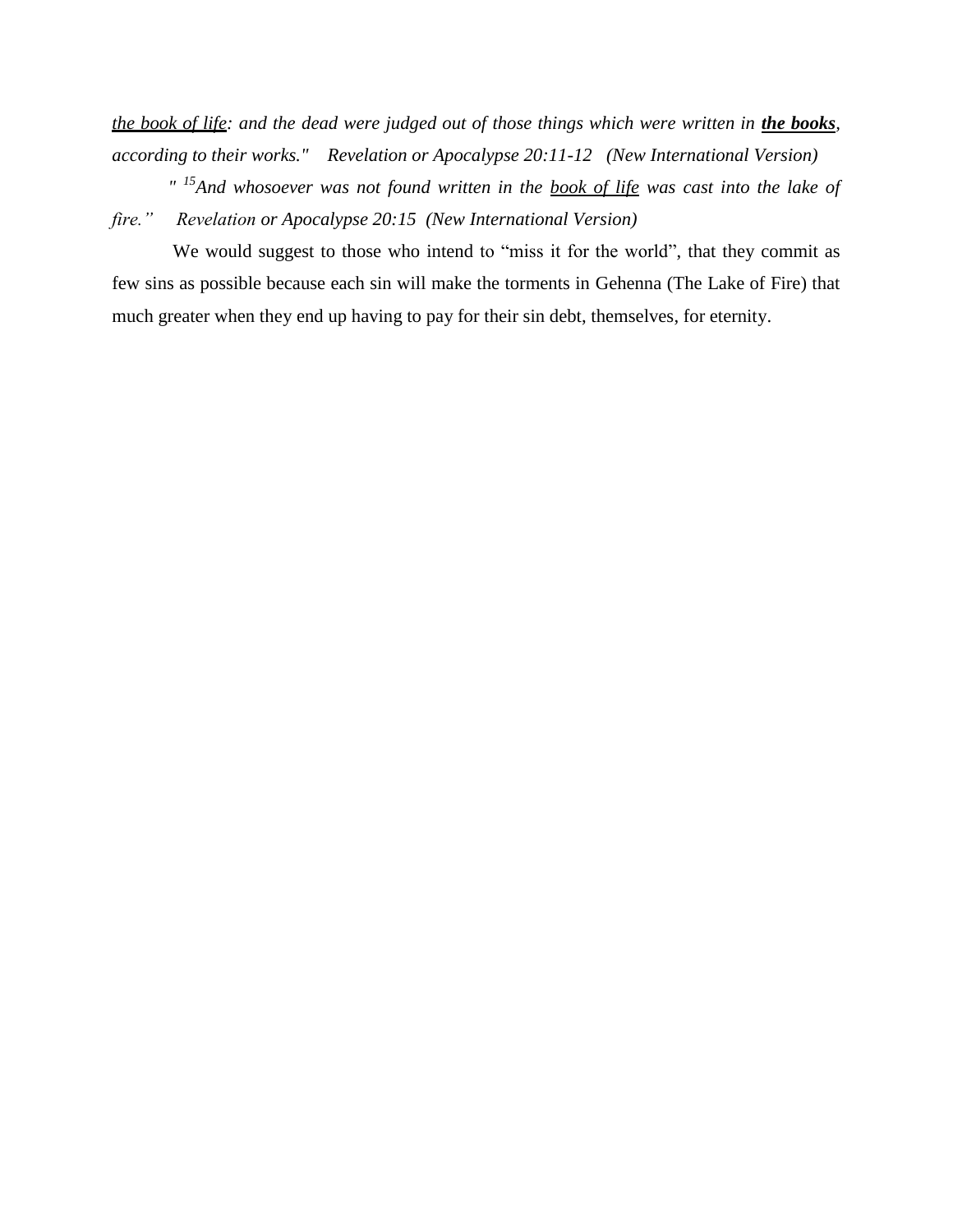*the book of life: and the dead were judged out of those things which were written in **the books**, according to their works." Revelation or Apocalypse 20:11-12 (New International Version)*

*" [15]And whosoever was not found written in the book of life was cast into the lake of fire." Revelation or Apocalypse 20:15 (New International Version)*

We would suggest to those who intend to "miss it for the world", that they commit as few sins as possible because each sin will make the torments in Gehenna (The Lake of Fire) that much greater when they end up having to pay for their sin debt, themselves, for eternity.